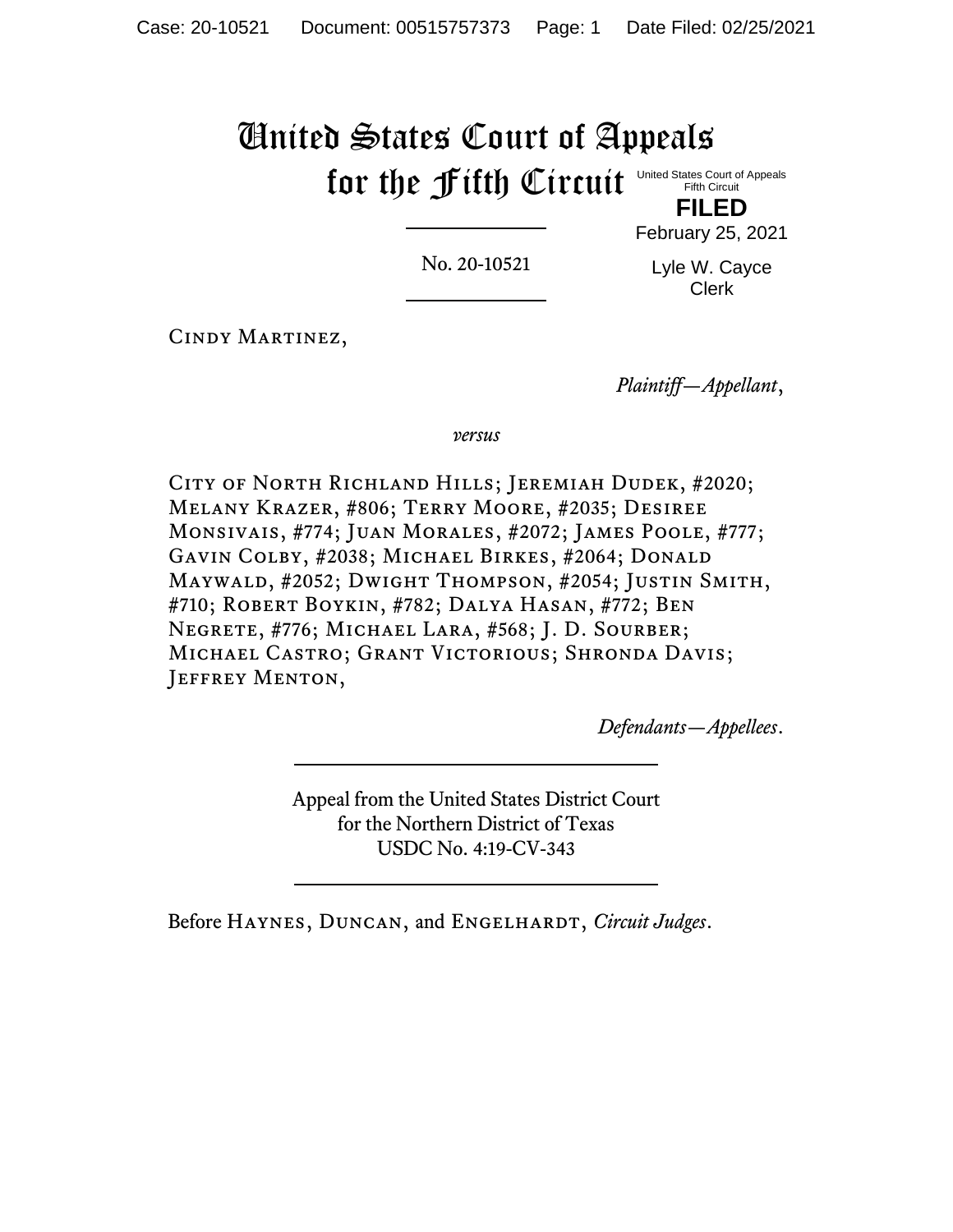# United States Court of Appeals for the Fifth Circuit

United States Court of Appeals
Fifth Circuit

**FILED**

February 25, 2021

Lyle W. Cayce
Clerk

No. 20-10521

Cindy Martinez,

*Plaintiff—Appellant*,

*versus*

City of North Richland Hills; Jeremiah Dudek, #2020; Melany Krazer, #806; Terry Moore, #2035; Desiree Monsivais, #774; Juan Morales, #2072; James Poole, #777; Gavin Colby, #2038; Michael Birkes, #2064; Donald Maywald, #2052; Dwight Thompson, #2054; Justin Smith, #710; Robert Boykin, #782; Dalya Hasan, #772; Ben Negrete, #776; Michael Lara, #568; J. D. Sourber; Michael Castro; Grant Victorious; Shronda Davis; Jeffrey Menton,

*Defendants—Appellees*.

Appeal from the United States District Court
for the Northern District of Texas
USDC No. 4:19-CV-343

Before Haynes, Duncan, and Engelhardt, *Circuit Judges*.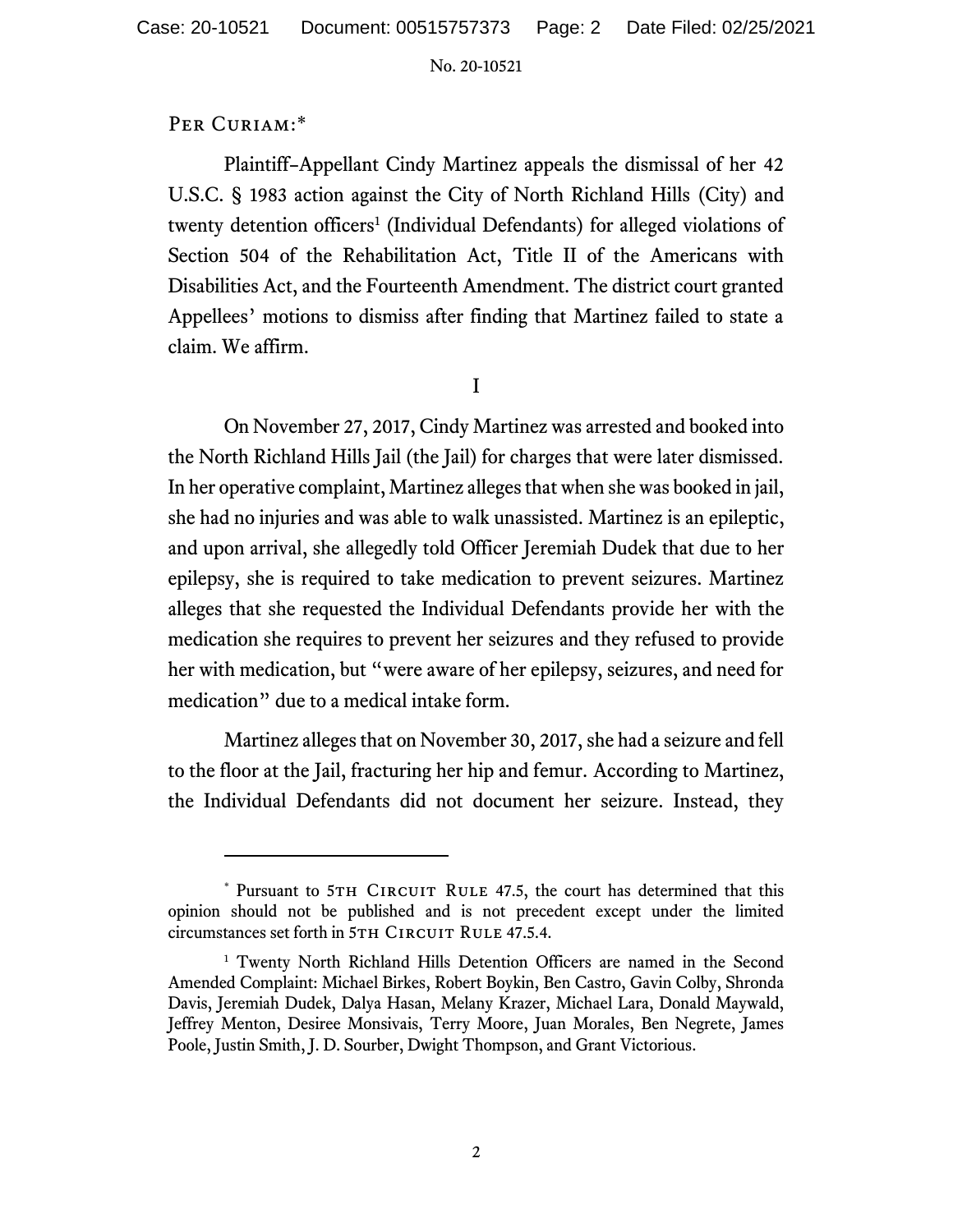PER CURIAM:[*]

Plaintiff–Appellant Cindy Martinez appeals the dismissal of her 42 U.S.C. § 1983 action against the City of North Richland Hills (City) and twenty detention officers[1] (Individual Defendants) for alleged violations of Section 504 of the Rehabilitation Act, Title II of the Americans with Disabilities Act, and the Fourteenth Amendment. The district court granted Appellees' motions to dismiss after finding that Martinez failed to state a claim. We affirm.

I

On November 27, 2017, Cindy Martinez was arrested and booked into the North Richland Hills Jail (the Jail) for charges that were later dismissed. In her operative complaint, Martinez alleges that when she was booked in jail, she had no injuries and was able to walk unassisted. Martinez is an epileptic, and upon arrival, she allegedly told Officer Jeremiah Dudek that due to her epilepsy, she is required to take medication to prevent seizures. Martinez alleges that she requested the Individual Defendants provide her with the medication she requires to prevent her seizures and they refused to provide her with medication, but "were aware of her epilepsy, seizures, and need for medication" due to a medical intake form.

Martinez alleges that on November 30, 2017, she had a seizure and fell to the floor at the Jail, fracturing her hip and femur. According to Martinez, the Individual Defendants did not document her seizure. Instead, they

---

[*] Pursuant to 5TH CIRCUIT RULE 47.5, the court has determined that this opinion should not be published and is not precedent except under the limited circumstances set forth in 5TH CIRCUIT RULE 47.5.4.

[1] Twenty North Richland Hills Detention Officers are named in the Second Amended Complaint: Michael Birkes, Robert Boykin, Ben Castro, Gavin Colby, Shronda Davis, Jeremiah Dudek, Dalya Hasan, Melany Krazer, Michael Lara, Donald Maywald, Jeffrey Menton, Desiree Monsivais, Terry Moore, Juan Morales, Ben Negrete, James Poole, Justin Smith, J. D. Sourber, Dwight Thompson, and Grant Victorious.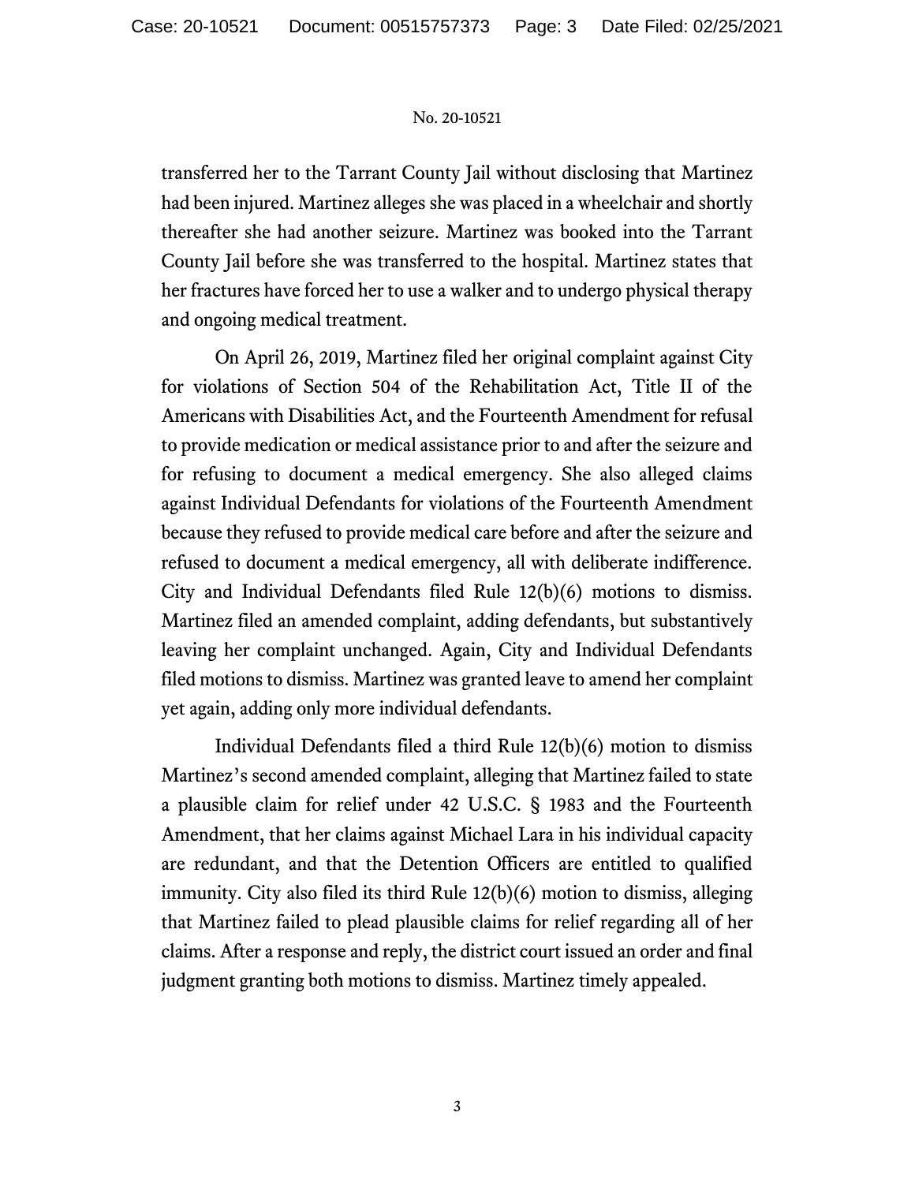transferred her to the Tarrant County Jail without disclosing that Martinez had been injured. Martinez alleges she was placed in a wheelchair and shortly thereafter she had another seizure. Martinez was booked into the Tarrant County Jail before she was transferred to the hospital. Martinez states that her fractures have forced her to use a walker and to undergo physical therapy and ongoing medical treatment.

On April 26, 2019, Martinez filed her original complaint against City for violations of Section 504 of the Rehabilitation Act, Title II of the Americans with Disabilities Act, and the Fourteenth Amendment for refusal to provide medication or medical assistance prior to and after the seizure and for refusing to document a medical emergency. She also alleged claims against Individual Defendants for violations of the Fourteenth Amendment because they refused to provide medical care before and after the seizure and refused to document a medical emergency, all with deliberate indifference. City and Individual Defendants filed Rule 12(b)(6) motions to dismiss. Martinez filed an amended complaint, adding defendants, but substantively leaving her complaint unchanged. Again, City and Individual Defendants filed motions to dismiss. Martinez was granted leave to amend her complaint yet again, adding only more individual defendants.

Individual Defendants filed a third Rule 12(b)(6) motion to dismiss Martinez's second amended complaint, alleging that Martinez failed to state a plausible claim for relief under 42 U.S.C. § 1983 and the Fourteenth Amendment, that her claims against Michael Lara in his individual capacity are redundant, and that the Detention Officers are entitled to qualified immunity. City also filed its third Rule 12(b)(6) motion to dismiss, alleging that Martinez failed to plead plausible claims for relief regarding all of her claims. After a response and reply, the district court issued an order and final judgment granting both motions to dismiss. Martinez timely appealed.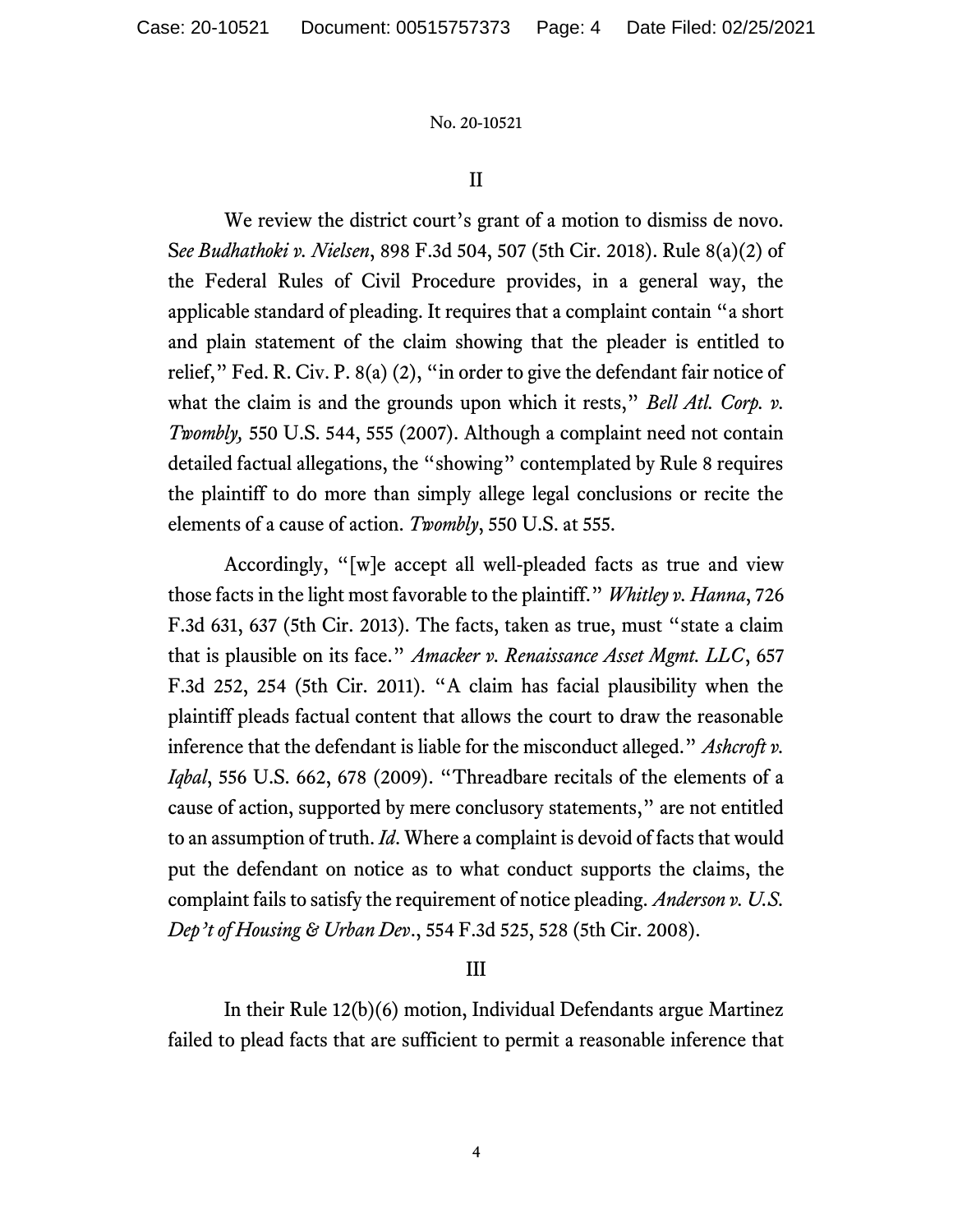## II

We review the district court's grant of a motion to dismiss de novo. *See Budhathoki v. Nielsen*, 898 F.3d 504, 507 (5th Cir. 2018). Rule 8(a)(2) of the Federal Rules of Civil Procedure provides, in a general way, the applicable standard of pleading. It requires that a complaint contain "a short and plain statement of the claim showing that the pleader is entitled to relief," Fed. R. Civ. P. 8(a) (2), "in order to give the defendant fair notice of what the claim is and the grounds upon which it rests," *Bell Atl. Corp. v. Twombly,* 550 U.S. 544, 555 (2007). Although a complaint need not contain detailed factual allegations, the "showing" contemplated by Rule 8 requires the plaintiff to do more than simply allege legal conclusions or recite the elements of a cause of action. *Twombly*, 550 U.S. at 555.

Accordingly, "[w]e accept all well-pleaded facts as true and view those facts in the light most favorable to the plaintiff." *Whitley v. Hanna*, 726 F.3d 631, 637 (5th Cir. 2013). The facts, taken as true, must "state a claim that is plausible on its face." *Amacker v. Renaissance Asset Mgmt. LLC*, 657 F.3d 252, 254 (5th Cir. 2011). "A claim has facial plausibility when the plaintiff pleads factual content that allows the court to draw the reasonable inference that the defendant is liable for the misconduct alleged." *Ashcroft v. Iqbal*, 556 U.S. 662, 678 (2009). "Threadbare recitals of the elements of a cause of action, supported by mere conclusory statements," are not entitled to an assumption of truth. *Id*. Where a complaint is devoid of facts that would put the defendant on notice as to what conduct supports the claims, the complaint fails to satisfy the requirement of notice pleading. *Anderson v. U.S. Dep't of Housing & Urban Dev*., 554 F.3d 525, 528 (5th Cir. 2008).

## III

In their Rule 12(b)(6) motion, Individual Defendants argue Martinez failed to plead facts that are sufficient to permit a reasonable inference that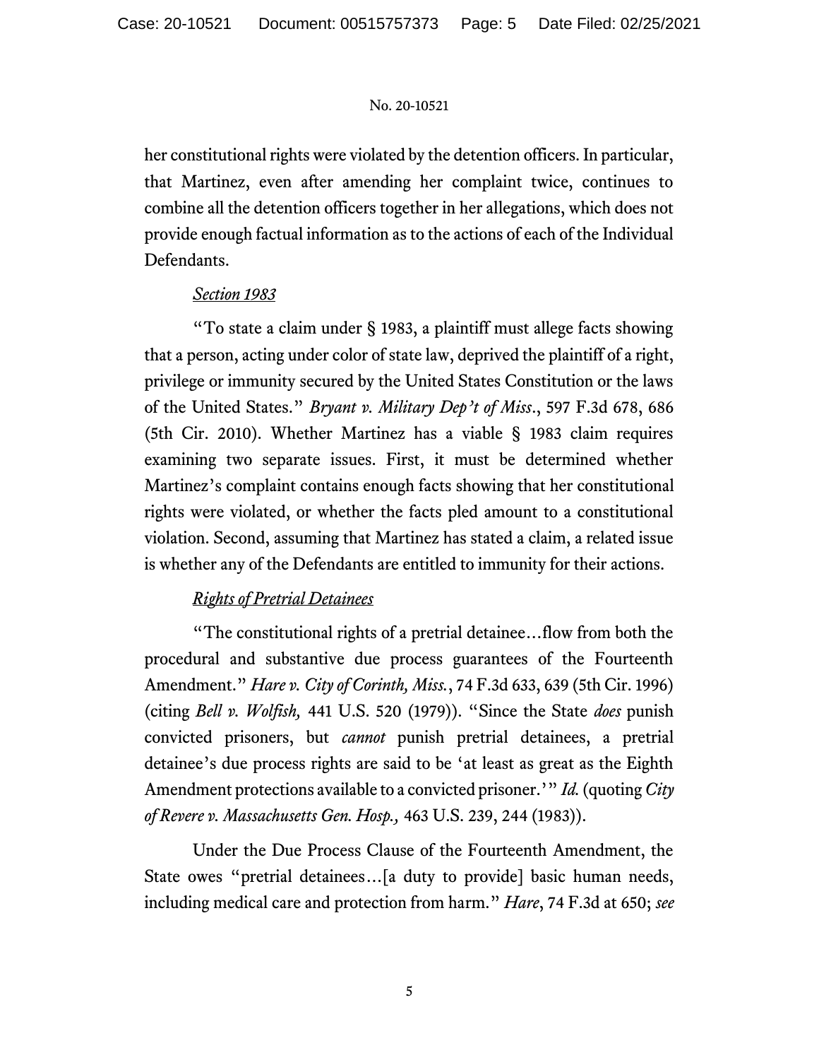her constitutional rights were violated by the detention officers. In particular, that Martinez, even after amending her complaint twice, continues to combine all the detention officers together in her allegations, which does not provide enough factual information as to the actions of each of the Individual Defendants.

*Section 1983*

"To state a claim under § 1983, a plaintiff must allege facts showing that a person, acting under color of state law, deprived the plaintiff of a right, privilege or immunity secured by the United States Constitution or the laws of the United States." *Bryant v. Military Dep't of Miss.*, 597 F.3d 678, 686 (5th Cir. 2010). Whether Martinez has a viable § 1983 claim requires examining two separate issues. First, it must be determined whether Martinez's complaint contains enough facts showing that her constitutional rights were violated, or whether the facts pled amount to a constitutional violation. Second, assuming that Martinez has stated a claim, a related issue is whether any of the Defendants are entitled to immunity for their actions.

*Rights of Pretrial Detainees*

"The constitutional rights of a pretrial detainee…flow from both the procedural and substantive due process guarantees of the Fourteenth Amendment." *Hare v. City of Corinth, Miss.*, 74 F.3d 633, 639 (5th Cir. 1996) (citing *Bell v. Wolfish,* 441 U.S. 520 (1979)). "Since the State *does* punish convicted prisoners, but *cannot* punish pretrial detainees, a pretrial detainee's due process rights are said to be 'at least as great as the Eighth Amendment protections available to a convicted prisoner.'" *Id.* (quoting *City of Revere v. Massachusetts Gen. Hosp.,* 463 U.S. 239, 244 (1983)).

Under the Due Process Clause of the Fourteenth Amendment, the State owes "pretrial detainees…[a duty to provide] basic human needs, including medical care and protection from harm." *Hare*, 74 F.3d at 650; *see*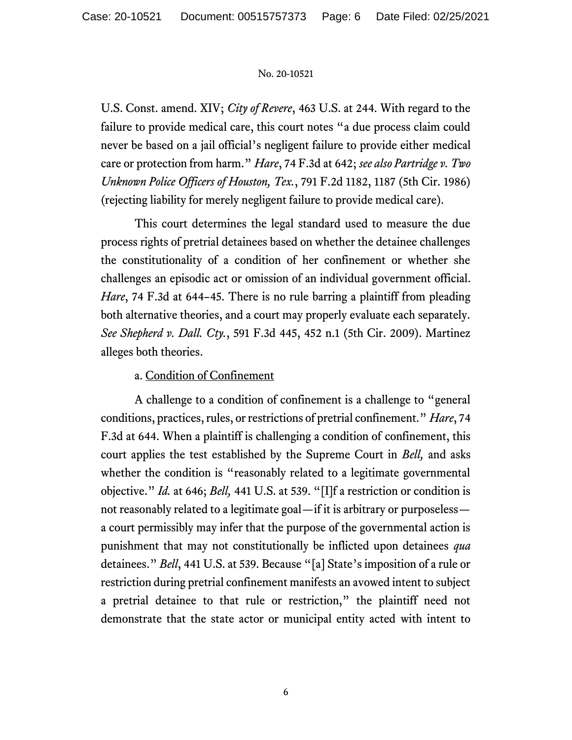U.S. Const. amend. XIV; *City of Revere*, 463 U.S. at 244. With regard to the failure to provide medical care, this court notes "a due process claim could never be based on a jail official's negligent failure to provide either medical care or protection from harm." *Hare*, 74 F.3d at 642; *see also Partridge v. Two Unknown Police Officers of Houston, Tex.*, 791 F.2d 1182, 1187 (5th Cir. 1986) (rejecting liability for merely negligent failure to provide medical care).

This court determines the legal standard used to measure the due process rights of pretrial detainees based on whether the detainee challenges the constitutionality of a condition of her confinement or whether she challenges an episodic act or omission of an individual government official. *Hare*, 74 F.3d at 644–45. There is no rule barring a plaintiff from pleading both alternative theories, and a court may properly evaluate each separately. *See Shepherd v. Dall. Cty.*, 591 F.3d 445, 452 n.1 (5th Cir. 2009). Martinez alleges both theories.

a. Condition of Confinement

A challenge to a condition of confinement is a challenge to "general conditions, practices, rules, or restrictions of pretrial confinement." *Hare*, 74 F.3d at 644. When a plaintiff is challenging a condition of confinement, this court applies the test established by the Supreme Court in *Bell,* and asks whether the condition is "reasonably related to a legitimate governmental objective." *Id.* at 646; *Bell,* 441 U.S. at 539. "[I]f a restriction or condition is not reasonably related to a legitimate goal—if it is arbitrary or purposeless—a court permissibly may infer that the purpose of the governmental action is punishment that may not constitutionally be inflicted upon detainees *qua* detainees." *Bell*, 441 U.S. at 539. Because "[a] State's imposition of a rule or restriction during pretrial confinement manifests an avowed intent to subject a pretrial detainee to that rule or restriction," the plaintiff need not demonstrate that the state actor or municipal entity acted with intent to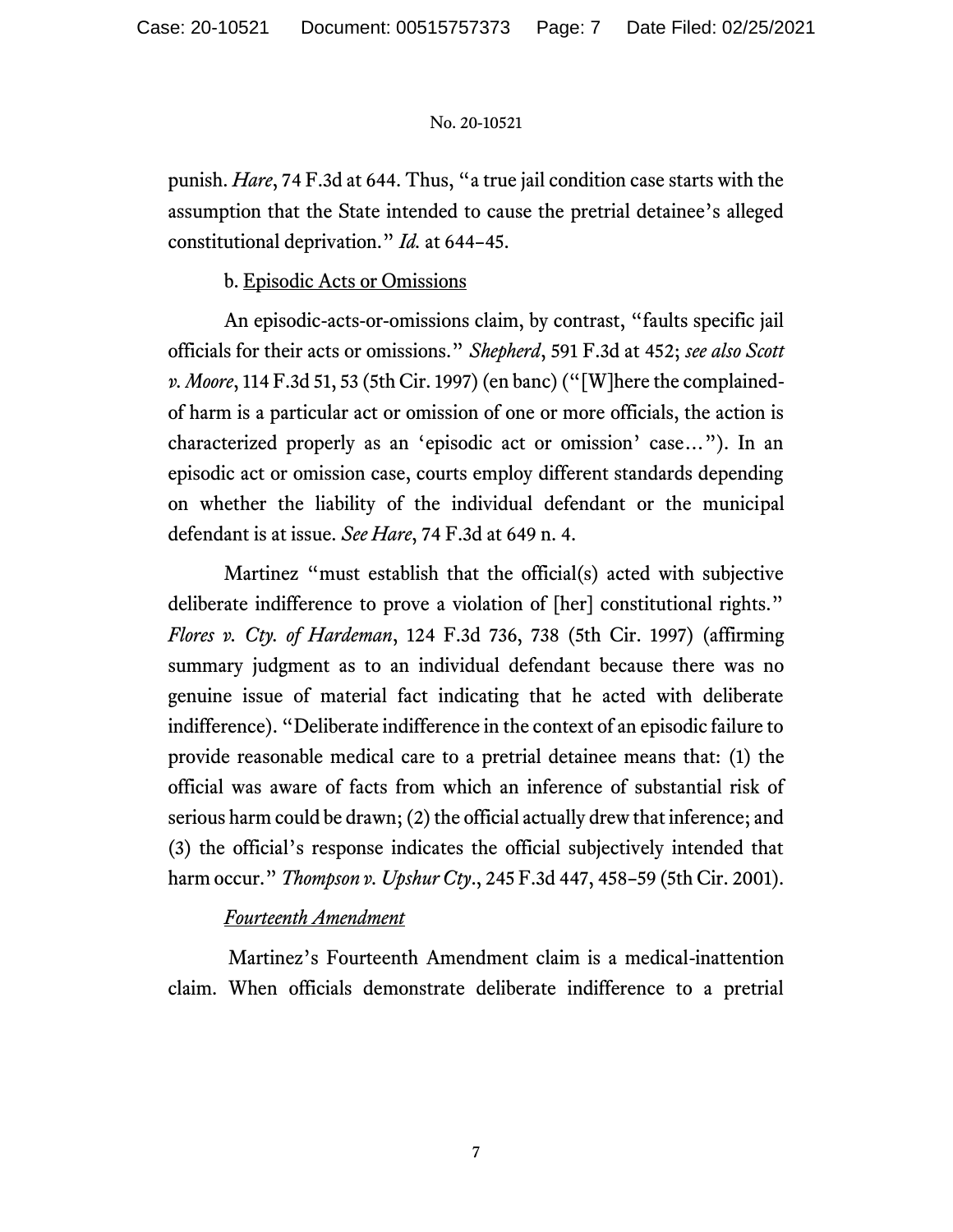punish. *Hare*, 74 F.3d at 644. Thus, "a true jail condition case starts with the assumption that the State intended to cause the pretrial detainee's alleged constitutional deprivation." *Id.* at 644–45.

b. <u>Episodic Acts or Omissions</u>

An episodic-acts-or-omissions claim, by contrast, "faults specific jail officials for their acts or omissions." *Shepherd*, 591 F.3d at 452; *see also Scott v. Moore*, 114 F.3d 51, 53 (5th Cir. 1997) (en banc) ("[W]here the complained-of harm is a particular act or omission of one or more officials, the action is characterized properly as an 'episodic act or omission' case…"). In an episodic act or omission case, courts employ different standards depending on whether the liability of the individual defendant or the municipal defendant is at issue. *See Hare*, 74 F.3d at 649 n. 4.

Martinez "must establish that the official(s) acted with subjective deliberate indifference to prove a violation of [her] constitutional rights." *Flores v. Cty. of Hardeman*, 124 F.3d 736, 738 (5th Cir. 1997) (affirming summary judgment as to an individual defendant because there was no genuine issue of material fact indicating that he acted with deliberate indifference). "Deliberate indifference in the context of an episodic failure to provide reasonable medical care to a pretrial detainee means that: (1) the official was aware of facts from which an inference of substantial risk of serious harm could be drawn; (2) the official actually drew that inference; and (3) the official's response indicates the official subjectively intended that harm occur." *Thompson v. Upshur Cty*., 245 F.3d 447, 458–59 (5th Cir. 2001).

*<u>Fourteenth Amendment</u>*

Martinez's Fourteenth Amendment claim is a medical-inattention claim. When officials demonstrate deliberate indifference to a pretrial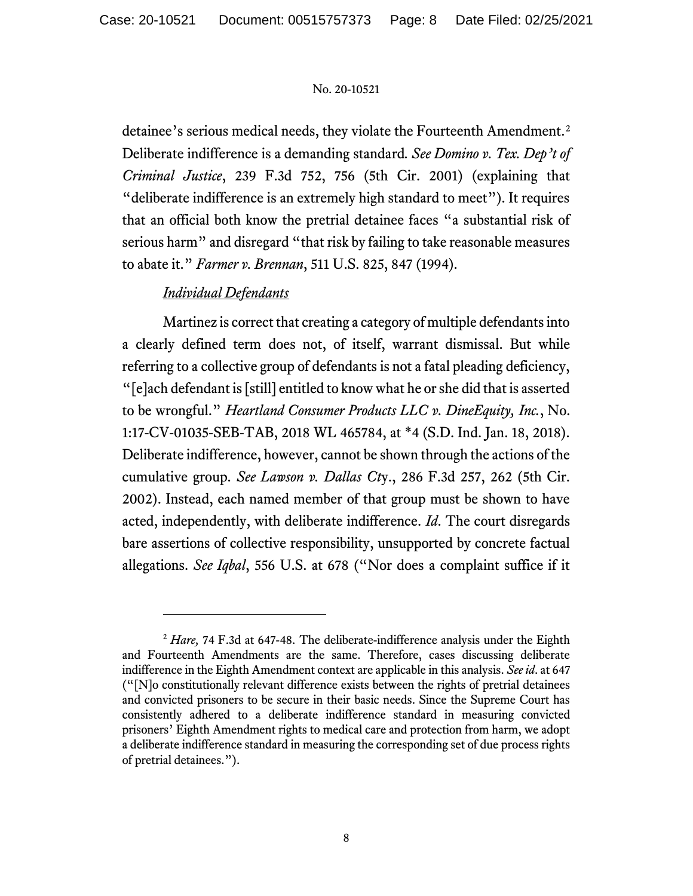detainee's serious medical needs, they violate the Fourteenth Amendment.[2] Deliberate indifference is a demanding standard. *See Domino v. Tex. Dep't of Criminal Justice*, 239 F.3d 752, 756 (5th Cir. 2001) (explaining that "deliberate indifference is an extremely high standard to meet"). It requires that an official both know the pretrial detainee faces "a substantial risk of serious harm" and disregard "that risk by failing to take reasonable measures to abate it." *Farmer v. Brennan*, 511 U.S. 825, 847 (1994).

<u>*Individual Defendants*</u>

Martinez is correct that creating a category of multiple defendants into a clearly defined term does not, of itself, warrant dismissal. But while referring to a collective group of defendants is not a fatal pleading deficiency, "[e]ach defendant is [still] entitled to know what he or she did that is asserted to be wrongful." *Heartland Consumer Products LLC v. DineEquity, Inc.*, No. 1:17-CV-01035-SEB-TAB, 2018 WL 465784, at *4 (S.D. Ind. Jan. 18, 2018). Deliberate indifference, however, cannot be shown through the actions of the cumulative group. *See Lawson v. Dallas Cty.*, 286 F.3d 257, 262 (5th Cir. 2002). Instead, each named member of that group must be shown to have acted, independently, with deliberate indifference. *Id.* The court disregards bare assertions of collective responsibility, unsupported by concrete factual allegations. *See Iqbal*, 556 U.S. at 678 ("Nor does a complaint suffice if it

---

[2] *Hare,* 74 F.3d at 647-48. The deliberate-indifference analysis under the Eighth and Fourteenth Amendments are the same. Therefore, cases discussing deliberate indifference in the Eighth Amendment context are applicable in this analysis. *See id.* at 647 ("[N]o constitutionally relevant difference exists between the rights of pretrial detainees and convicted prisoners to be secure in their basic needs. Since the Supreme Court has consistently adhered to a deliberate indifference standard in measuring convicted prisoners' Eighth Amendment rights to medical care and protection from harm, we adopt a deliberate indifference standard in measuring the corresponding set of due process rights of pretrial detainees.").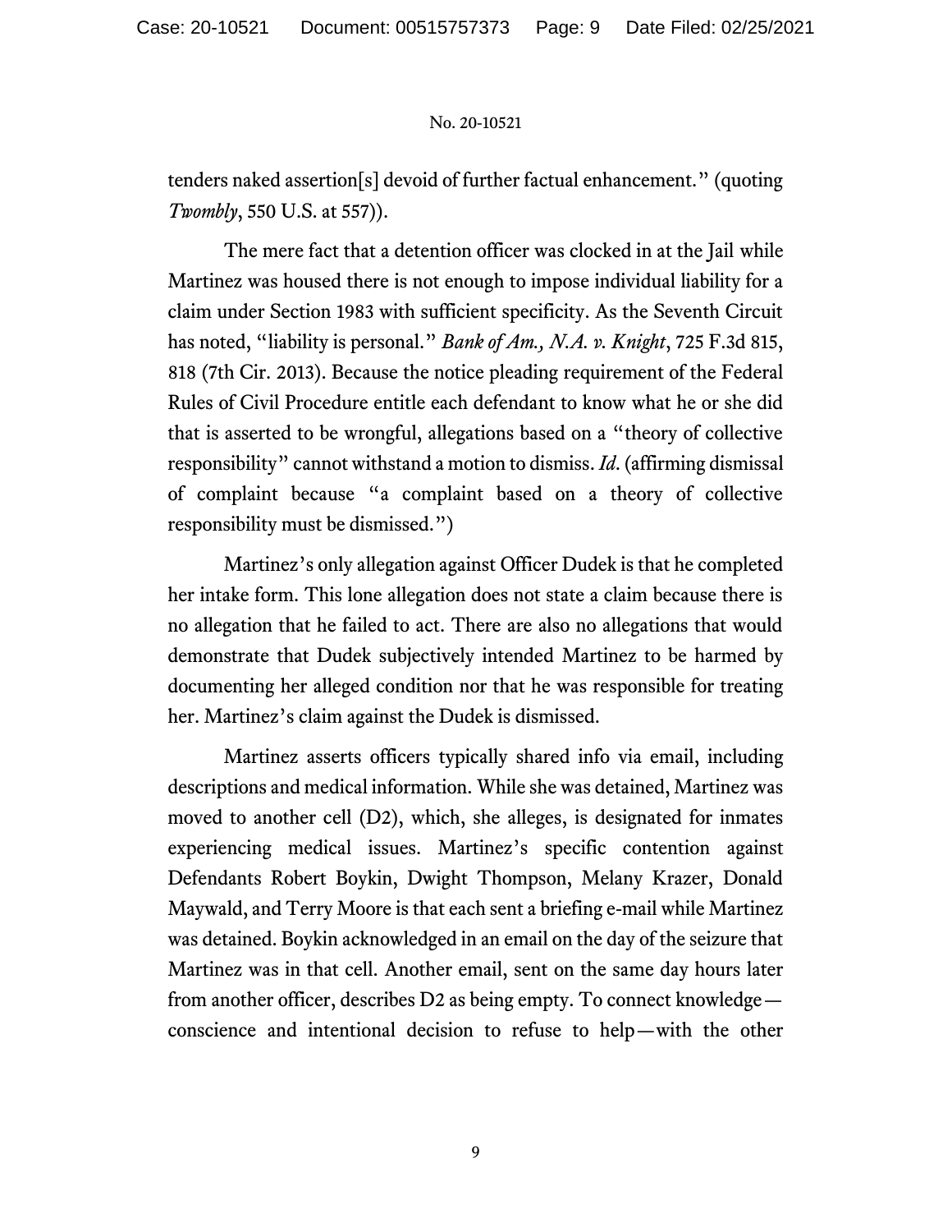tenders naked assertion[s] devoid of further factual enhancement." (quoting *Twombly*, 550 U.S. at 557)).

The mere fact that a detention officer was clocked in at the Jail while Martinez was housed there is not enough to impose individual liability for a claim under Section 1983 with sufficient specificity. As the Seventh Circuit has noted, "liability is personal." *Bank of Am., N.A. v. Knight*, 725 F.3d 815, 818 (7th Cir. 2013). Because the notice pleading requirement of the Federal Rules of Civil Procedure entitle each defendant to know what he or she did that is asserted to be wrongful, allegations based on a "theory of collective responsibility" cannot withstand a motion to dismiss. *Id.* (affirming dismissal of complaint because "a complaint based on a theory of collective responsibility must be dismissed.")

Martinez's only allegation against Officer Dudek is that he completed her intake form. This lone allegation does not state a claim because there is no allegation that he failed to act. There are also no allegations that would demonstrate that Dudek subjectively intended Martinez to be harmed by documenting her alleged condition nor that he was responsible for treating her. Martinez's claim against the Dudek is dismissed.

Martinez asserts officers typically shared info via email, including descriptions and medical information. While she was detained, Martinez was moved to another cell (D2), which, she alleges, is designated for inmates experiencing medical issues. Martinez's specific contention against Defendants Robert Boykin, Dwight Thompson, Melany Krazer, Donald Maywald, and Terry Moore is that each sent a briefing e-mail while Martinez was detained. Boykin acknowledged in an email on the day of the seizure that Martinez was in that cell. Another email, sent on the same day hours later from another officer, describes D2 as being empty. To connect knowledge—conscience and intentional decision to refuse to help—with the other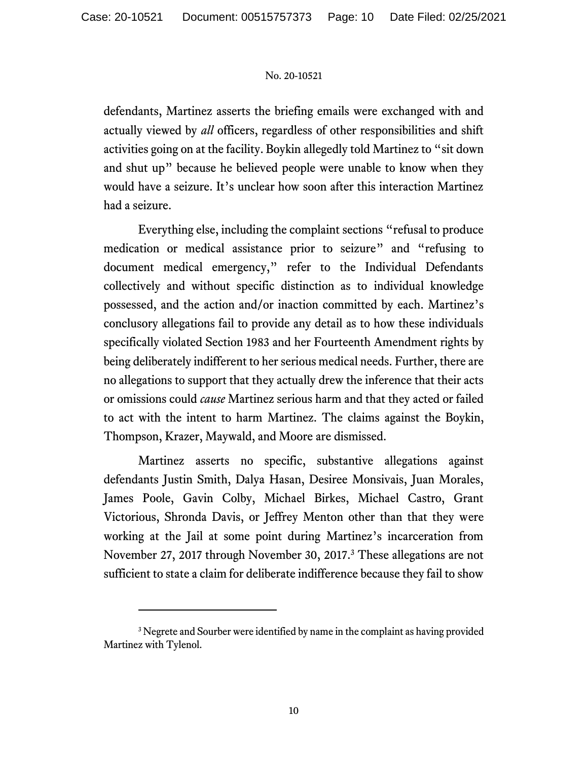defendants, Martinez asserts the briefing emails were exchanged with and actually viewed by *all* officers, regardless of other responsibilities and shift activities going on at the facility. Boykin allegedly told Martinez to "sit down and shut up" because he believed people were unable to know when they would have a seizure. It's unclear how soon after this interaction Martinez had a seizure.

Everything else, including the complaint sections "refusal to produce medication or medical assistance prior to seizure" and "refusing to document medical emergency," refer to the Individual Defendants collectively and without specific distinction as to individual knowledge possessed, and the action and/or inaction committed by each. Martinez's conclusory allegations fail to provide any detail as to how these individuals specifically violated Section 1983 and her Fourteenth Amendment rights by being deliberately indifferent to her serious medical needs. Further, there are no allegations to support that they actually drew the inference that their acts or omissions could *cause* Martinez serious harm and that they acted or failed to act with the intent to harm Martinez. The claims against the Boykin, Thompson, Krazer, Maywald, and Moore are dismissed.

Martinez asserts no specific, substantive allegations against defendants Justin Smith, Dalya Hasan, Desiree Monsivais, Juan Morales, James Poole, Gavin Colby, Michael Birkes, Michael Castro, Grant Victorious, Shronda Davis, or Jeffrey Menton other than that they were working at the Jail at some point during Martinez's incarceration from November 27, 2017 through November 30, 2017.[3] These allegations are not sufficient to state a claim for deliberate indifference because they fail to show

---

[3] Negrete and Sourber were identified by name in the complaint as having provided Martinez with Tylenol.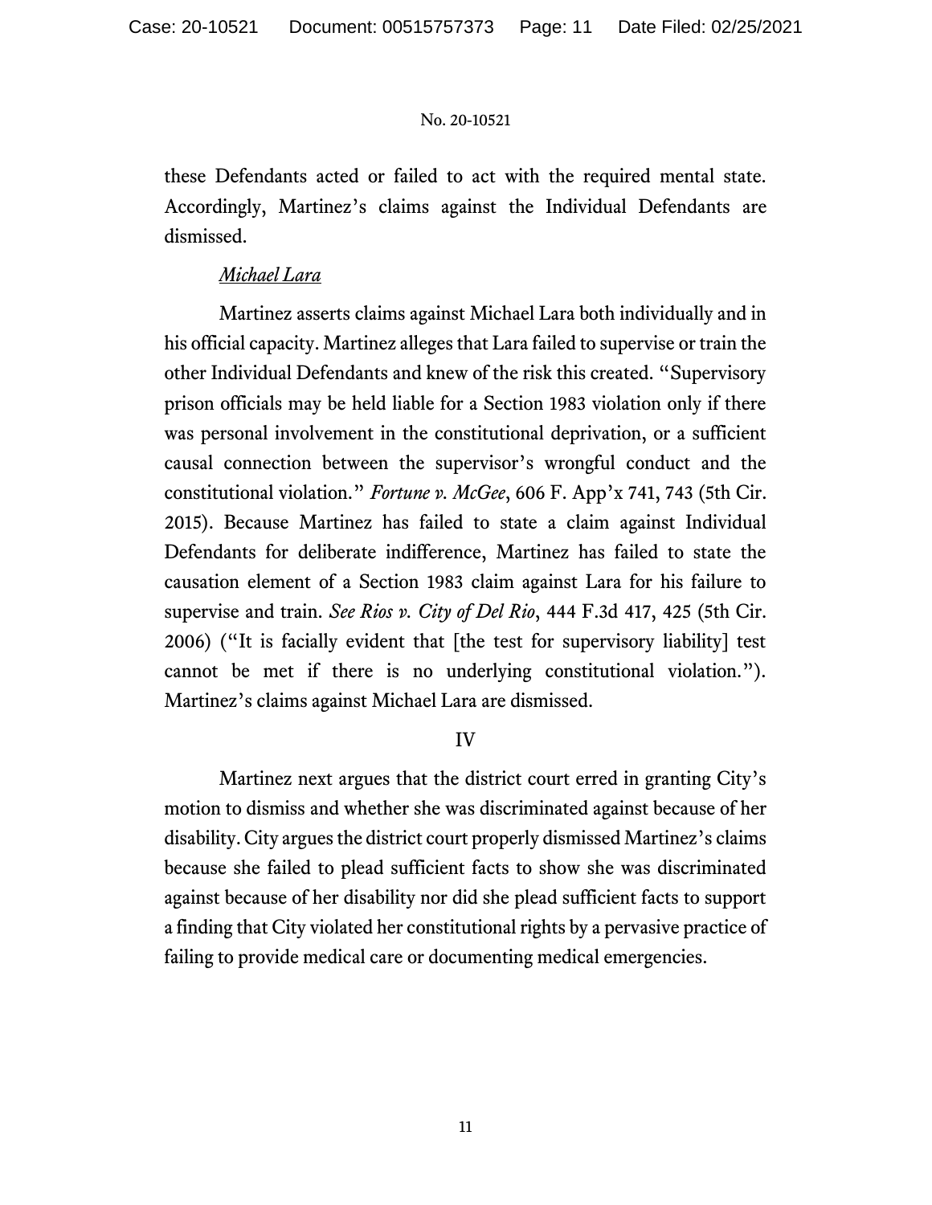these Defendants acted or failed to act with the required mental state. Accordingly, Martinez's claims against the Individual Defendants are dismissed.

*Michael Lara*

Martinez asserts claims against Michael Lara both individually and in his official capacity. Martinez alleges that Lara failed to supervise or train the other Individual Defendants and knew of the risk this created. "Supervisory prison officials may be held liable for a Section 1983 violation only if there was personal involvement in the constitutional deprivation, or a sufficient causal connection between the supervisor's wrongful conduct and the constitutional violation." *Fortune v. McGee*, 606 F. App'x 741, 743 (5th Cir. 2015). Because Martinez has failed to state a claim against Individual Defendants for deliberate indifference, Martinez has failed to state the causation element of a Section 1983 claim against Lara for his failure to supervise and train. *See Rios v. City of Del Rio*, 444 F.3d 417, 425 (5th Cir. 2006) ("It is facially evident that [the test for supervisory liability] test cannot be met if there is no underlying constitutional violation."). Martinez's claims against Michael Lara are dismissed.

IV

Martinez next argues that the district court erred in granting City's motion to dismiss and whether she was discriminated against because of her disability. City argues the district court properly dismissed Martinez's claims because she failed to plead sufficient facts to show she was discriminated against because of her disability nor did she plead sufficient facts to support a finding that City violated her constitutional rights by a pervasive practice of failing to provide medical care or documenting medical emergencies.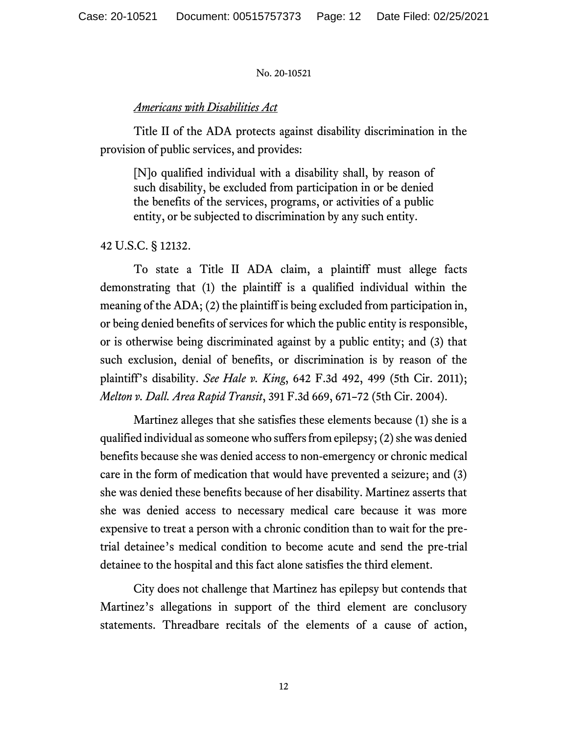*Americans with Disabilities Act*

Title II of the ADA protects against disability discrimination in the provision of public services, and provides:

> [N]o qualified individual with a disability shall, by reason of such disability, be excluded from participation in or be denied the benefits of the services, programs, or activities of a public entity, or be subjected to discrimination by any such entity.

42 U.S.C. § 12132.

To state a Title II ADA claim, a plaintiff must allege facts demonstrating that (1) the plaintiff is a qualified individual within the meaning of the ADA; (2) the plaintiff is being excluded from participation in, or being denied benefits of services for which the public entity is responsible, or is otherwise being discriminated against by a public entity; and (3) that such exclusion, denial of benefits, or discrimination is by reason of the plaintiff's disability. *See Hale v. King*, 642 F.3d 492, 499 (5th Cir. 2011); *Melton v. Dall. Area Rapid Transit*, 391 F.3d 669, 671–72 (5th Cir. 2004).

Martinez alleges that she satisfies these elements because (1) she is a qualified individual as someone who suffers from epilepsy; (2) she was denied benefits because she was denied access to non-emergency or chronic medical care in the form of medication that would have prevented a seizure; and (3) she was denied these benefits because of her disability. Martinez asserts that she was denied access to necessary medical care because it was more expensive to treat a person with a chronic condition than to wait for the pre-trial detainee's medical condition to become acute and send the pre-trial detainee to the hospital and this fact alone satisfies the third element.

City does not challenge that Martinez has epilepsy but contends that Martinez's allegations in support of the third element are conclusory statements. Threadbare recitals of the elements of a cause of action,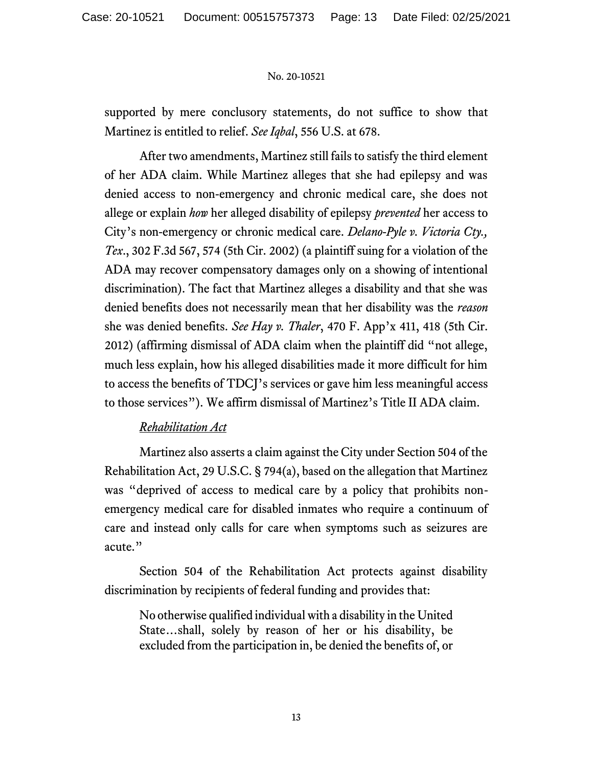supported by mere conclusory statements, do not suffice to show that Martinez is entitled to relief. *See Iqbal*, 556 U.S. at 678.

After two amendments, Martinez still fails to satisfy the third element of her ADA claim. While Martinez alleges that she had epilepsy and was denied access to non-emergency and chronic medical care, she does not allege or explain *how* her alleged disability of epilepsy *prevented* her access to City's non-emergency or chronic medical care. *Delano-Pyle v. Victoria Cty., Tex.*, 302 F.3d 567, 574 (5th Cir. 2002) (a plaintiff suing for a violation of the ADA may recover compensatory damages only on a showing of intentional discrimination). The fact that Martinez alleges a disability and that she was denied benefits does not necessarily mean that her disability was the *reason* she was denied benefits. *See Hay v. Thaler*, 470 F. App'x 411, 418 (5th Cir. 2012) (affirming dismissal of ADA claim when the plaintiff did "not allege, much less explain, how his alleged disabilities made it more difficult for him to access the benefits of TDCJ's services or gave him less meaningful access to those services"). We affirm dismissal of Martinez's Title II ADA claim.

*Rehabilitation Act*

Martinez also asserts a claim against the City under Section 504 of the Rehabilitation Act, 29 U.S.C. § 794(a), based on the allegation that Martinez was "deprived of access to medical care by a policy that prohibits non-emergency medical care for disabled inmates who require a continuum of care and instead only calls for care when symptoms such as seizures are acute."

Section 504 of the Rehabilitation Act protects against disability discrimination by recipients of federal funding and provides that:

> No otherwise qualified individual with a disability in the United State…shall, solely by reason of her or his disability, be excluded from the participation in, be denied the benefits of, or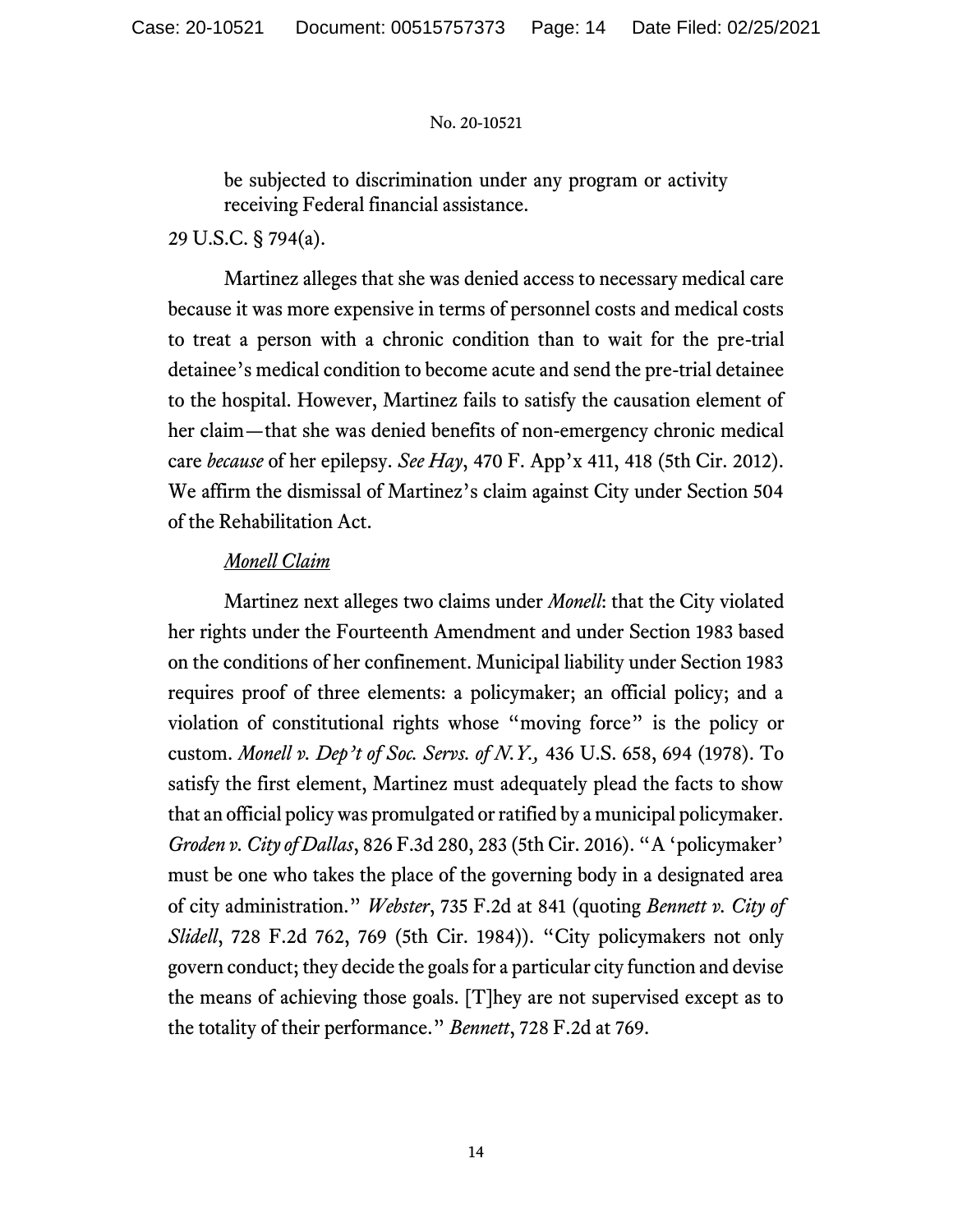> be subjected to discrimination under any program or activity receiving Federal financial assistance.

29 U.S.C. § 794(a).

Martinez alleges that she was denied access to necessary medical care because it was more expensive in terms of personnel costs and medical costs to treat a person with a chronic condition than to wait for the pre-trial detainee's medical condition to become acute and send the pre-trial detainee to the hospital. However, Martinez fails to satisfy the causation element of her claim—that she was denied benefits of non-emergency chronic medical care *because* of her epilepsy. *See Hay*, 470 F. App'x 411, 418 (5th Cir. 2012). We affirm the dismissal of Martinez's claim against City under Section 504 of the Rehabilitation Act.

<u>*Monell Claim*</u>

Martinez next alleges two claims under *Monell*: that the City violated her rights under the Fourteenth Amendment and under Section 1983 based on the conditions of her confinement. Municipal liability under Section 1983 requires proof of three elements: a policymaker; an official policy; and a violation of constitutional rights whose "moving force" is the policy or custom. *Monell v. Dep't of Soc. Servs. of N.Y.,* 436 U.S. 658, 694 (1978). To satisfy the first element, Martinez must adequately plead the facts to show that an official policy was promulgated or ratified by a municipal policymaker. *Groden v. City of Dallas*, 826 F.3d 280, 283 (5th Cir. 2016). "A 'policymaker' must be one who takes the place of the governing body in a designated area of city administration." *Webster*, 735 F.2d at 841 (quoting *Bennett v. City of Slidell*, 728 F.2d 762, 769 (5th Cir. 1984)). "City policymakers not only govern conduct; they decide the goals for a particular city function and devise the means of achieving those goals. [T]hey are not supervised except as to the totality of their performance." *Bennett*, 728 F.2d at 769.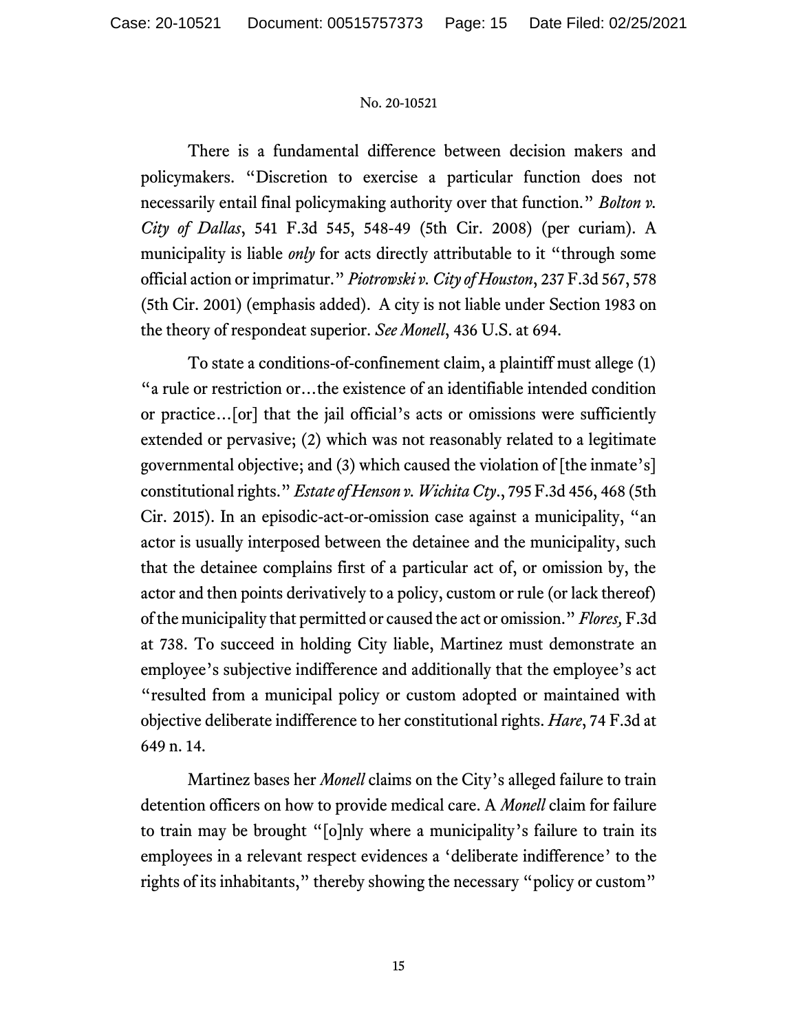There is a fundamental difference between decision makers and policymakers. "Discretion to exercise a particular function does not necessarily entail final policymaking authority over that function." *Bolton v. City of Dallas*, 541 F.3d 545, 548-49 (5th Cir. 2008) (per curiam). A municipality is liable *only* for acts directly attributable to it "through some official action or imprimatur." *Piotrowski v. City of Houston*, 237 F.3d 567, 578 (5th Cir. 2001) (emphasis added). A city is not liable under Section 1983 on the theory of respondeat superior. *See Monell*, 436 U.S. at 694.

To state a conditions-of-confinement claim, a plaintiff must allege (1) "a rule or restriction or…the existence of an identifiable intended condition or practice…[or] that the jail official's acts or omissions were sufficiently extended or pervasive; (2) which was not reasonably related to a legitimate governmental objective; and (3) which caused the violation of [the inmate's] constitutional rights." *Estate of Henson v. Wichita Cty*., 795 F.3d 456, 468 (5th Cir. 2015). In an episodic-act-or-omission case against a municipality, "an actor is usually interposed between the detainee and the municipality, such that the detainee complains first of a particular act of, or omission by, the actor and then points derivatively to a policy, custom or rule (or lack thereof) of the municipality that permitted or caused the act or omission." *Flores,* F.3d at 738. To succeed in holding City liable, Martinez must demonstrate an employee's subjective indifference and additionally that the employee's act "resulted from a municipal policy or custom adopted or maintained with objective deliberate indifference to her constitutional rights. *Hare*, 74 F.3d at 649 n. 14.

Martinez bases her *Monell* claims on the City's alleged failure to train detention officers on how to provide medical care. A *Monell* claim for failure to train may be brought "[o]nly where a municipality's failure to train its employees in a relevant respect evidences a 'deliberate indifference' to the rights of its inhabitants," thereby showing the necessary "policy or custom"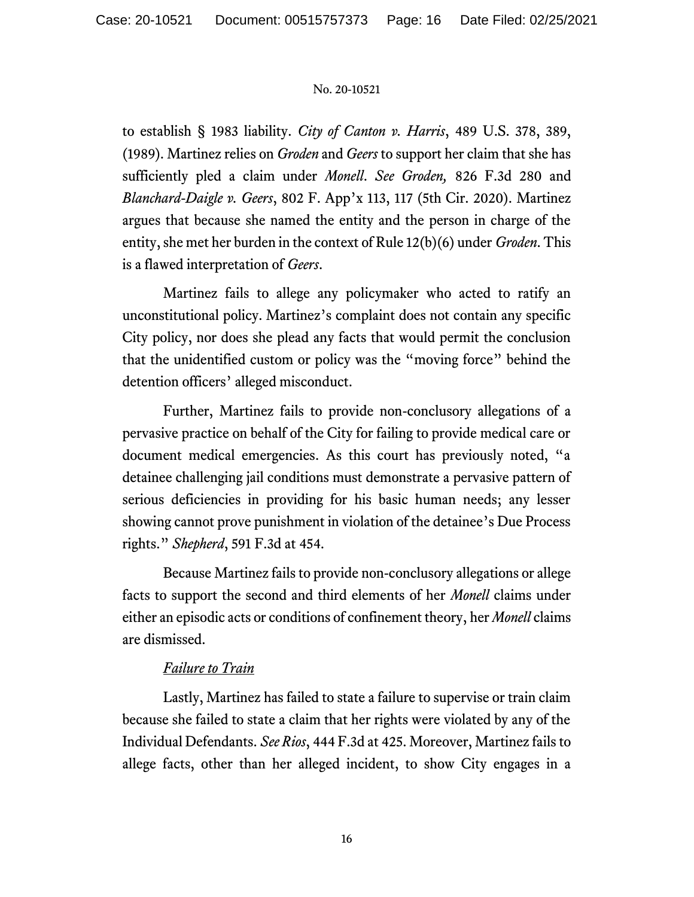to establish § 1983 liability. *City of Canton v. Harris*, 489 U.S. 378, 389, (1989). Martinez relies on *Groden* and *Geers* to support her claim that she has sufficiently pled a claim under *Monell*. *See Groden,* 826 F.3d 280 and *Blanchard-Daigle v. Geers*, 802 F. App'x 113, 117 (5th Cir. 2020). Martinez argues that because she named the entity and the person in charge of the entity, she met her burden in the context of Rule 12(b)(6) under *Groden*. This is a flawed interpretation of *Geers*.

Martinez fails to allege any policymaker who acted to ratify an unconstitutional policy. Martinez's complaint does not contain any specific City policy, nor does she plead any facts that would permit the conclusion that the unidentified custom or policy was the "moving force" behind the detention officers' alleged misconduct.

Further, Martinez fails to provide non-conclusory allegations of a pervasive practice on behalf of the City for failing to provide medical care or document medical emergencies. As this court has previously noted, "a detainee challenging jail conditions must demonstrate a pervasive pattern of serious deficiencies in providing for his basic human needs; any lesser showing cannot prove punishment in violation of the detainee's Due Process rights." *Shepherd*, 591 F.3d at 454.

Because Martinez fails to provide non-conclusory allegations or allege facts to support the second and third elements of her *Monell* claims under either an episodic acts or conditions of confinement theory, her *Monell* claims are dismissed.

*Failure to Train*

Lastly, Martinez has failed to state a failure to supervise or train claim because she failed to state a claim that her rights were violated by any of the Individual Defendants. *See Rios*, 444 F.3d at 425. Moreover, Martinez fails to allege facts, other than her alleged incident, to show City engages in a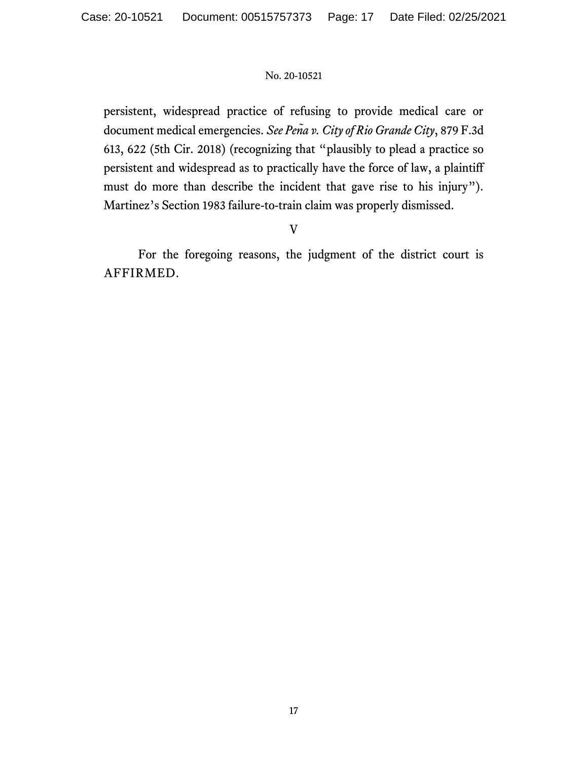persistent, widespread practice of refusing to provide medical care or document medical emergencies. *See Peña v. City of Rio Grande City*, 879 F.3d 613, 622 (5th Cir. 2018) (recognizing that "plausibly to plead a practice so persistent and widespread as to practically have the force of law, a plaintiff must do more than describe the incident that gave rise to his injury"). Martinez's Section 1983 failure-to-train claim was properly dismissed.

V

For the foregoing reasons, the judgment of the district court is AFFIRMED.